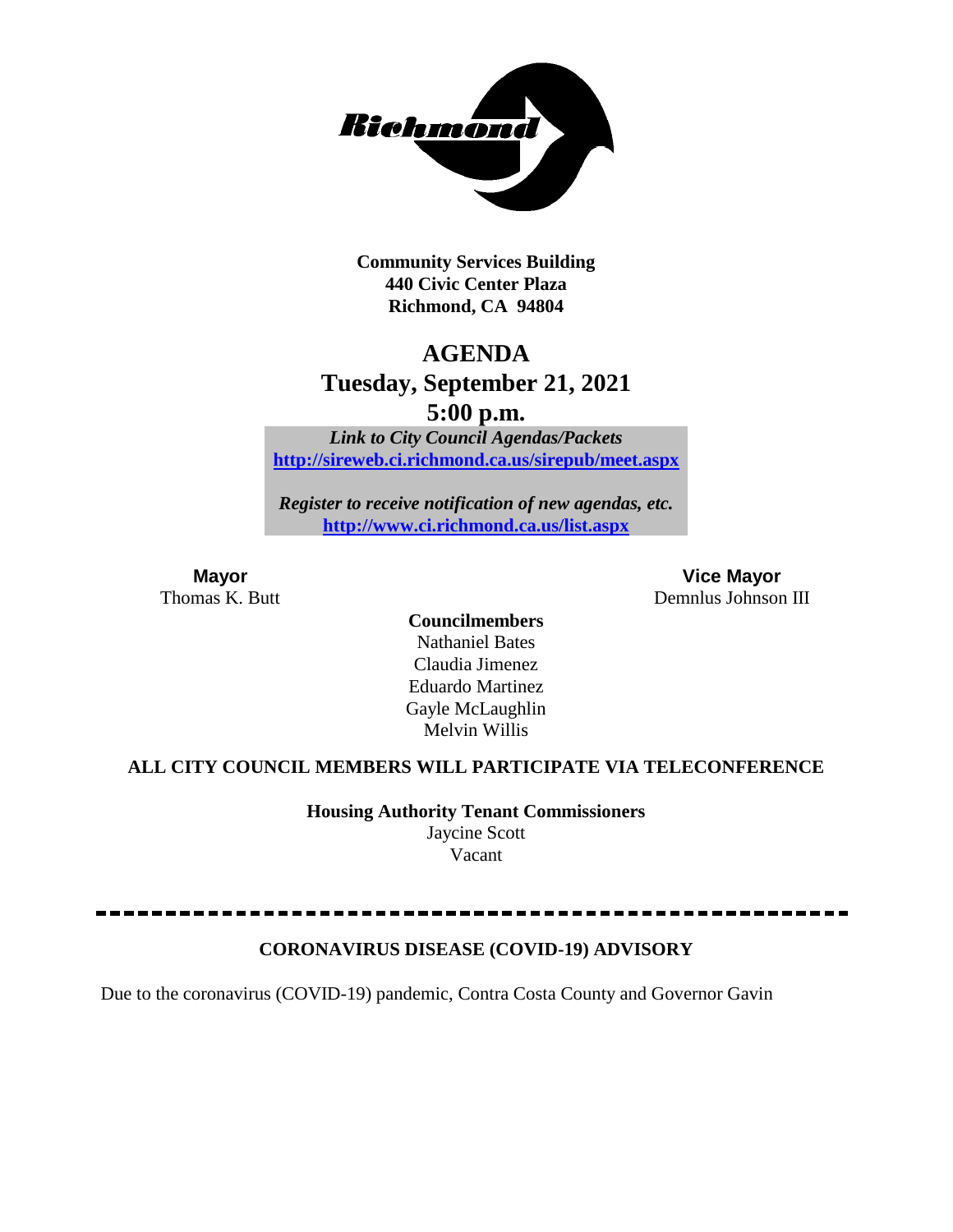**Community Services Building**
**440 Civic Center Plaza**
**Richmond, CA 94804**

# AGENDA
## Tuesday, September 21, 2021
## 5:00 p.m.

*Link to City Council Agendas/Packets*
**http://sireweb.ci.richmond.ca.us/sirepub/meet.aspx**

*Register to receive notification of new agendas, etc.*
**http://www.ci.richmond.ca.us/list.aspx**

**Mayor**
Thomas K. Butt

**Vice Mayor**
Demnlus Johnson III

**Councilmembers**
Nathaniel Bates
Claudia Jimenez
Eduardo Martinez
Gayle McLaughlin
Melvin Willis

**ALL CITY COUNCIL MEMBERS WILL PARTICIPATE VIA TELECONFERENCE**

**Housing Authority Tenant Commissioners**
Jaycine Scott
Vacant

---

**CORONAVIRUS DISEASE (COVID-19) ADVISORY**

Due to the coronavirus (COVID-19) pandemic, Contra Costa County and Governor Gavin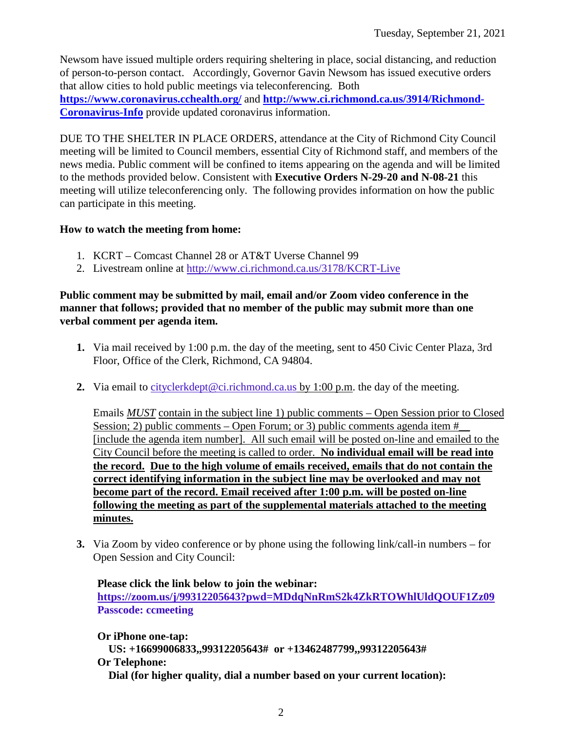Newsom have issued multiple orders requiring sheltering in place, social distancing, and reduction of person-to-person contact. Accordingly, Governor Gavin Newsom has issued executive orders that allow cities to hold public meetings via teleconferencing. Both **https://www.coronavirus.cchealth.org/** and **http://www.ci.richmond.ca.us/3914/Richmond-Coronavirus-Info** provide updated coronavirus information.

DUE TO THE SHELTER IN PLACE ORDERS, attendance at the City of Richmond City Council meeting will be limited to Council members, essential City of Richmond staff, and members of the news media. Public comment will be confined to items appearing on the agenda and will be limited to the methods provided below. Consistent with **Executive Orders N-29-20 and N-08-21** this meeting will utilize teleconferencing only. The following provides information on how the public can participate in this meeting.

**How to watch the meeting from home:**

1. KCRT – Comcast Channel 28 or AT&T Uverse Channel 99
2. Livestream online at http://www.ci.richmond.ca.us/3178/KCRT-Live

**Public comment may be submitted by mail, email and/or Zoom video conference in the manner that follows; provided that no member of the public may submit more than one verbal comment per agenda item.**

1. Via mail received by 1:00 p.m. the day of the meeting, sent to 450 Civic Center Plaza, 3rd Floor, Office of the Clerk, Richmond, CA 94804.

2. Via email to cityclerkdept@ci.richmond.ca.us by 1:00 p.m. the day of the meeting.

   Emails ***MUST*** contain in the subject line 1) public comments – Open Session prior to Closed Session; 2) public comments – Open Forum; or 3) public comments agenda item #__ [include the agenda item number]. All such email will be posted on-line and emailed to the City Council before the meeting is called to order. **No individual email will be read into the record. Due to the high volume of emails received, emails that do not contain the correct identifying information in the subject line may be overlooked and may not become part of the record. Email received after 1:00 p.m. will be posted on-line following the meeting as part of the supplemental materials attached to the meeting minutes.**

3. Via Zoom by video conference or by phone using the following link/call-in numbers – for Open Session and City Council:

   **Please click the link below to join the webinar:**
   **https://zoom.us/j/99312205643?pwd=MDdqNnRmS2k4ZkRTOWhlUldQOUF1Zz09**
   **Passcode: ccmeeting**

   **Or iPhone one-tap:**
   **US: +16699006833,,99312205643# or +13462487799,,99312205643#**
   **Or Telephone:**
   **Dial (for higher quality, dial a number based on your current location):**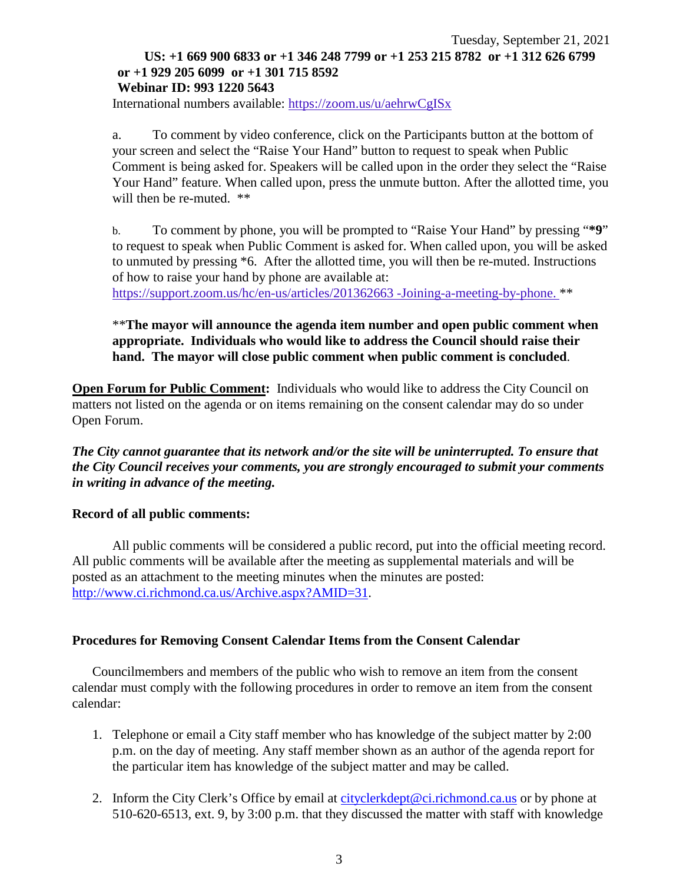**US: +1 669 900 6833 or +1 346 248 7799 or +1 253 215 8782 or +1 312 626 6799 or +1 929 205 6099 or +1 301 715 8592**
**Webinar ID: 993 1220 5643**

International numbers available: https://zoom.us/u/aehrwCgISx

a. To comment by video conference, click on the Participants button at the bottom of your screen and select the "Raise Your Hand" button to request to speak when Public Comment is being asked for. Speakers will be called upon in the order they select the "Raise Your Hand" feature. When called upon, press the unmute button. After the allotted time, you will then be re-muted. **

b. To comment by phone, you will be prompted to "Raise Your Hand" by pressing "**\*9**" to request to speak when Public Comment is asked for. When called upon, you will be asked to unmuted by pressing *6. After the allotted time, you will then be re-muted. Instructions of how to raise your hand by phone are available at: https://support.zoom.us/hc/en-us/articles/201362663 -Joining-a-meeting-by-phone. **

**The mayor will announce the agenda item number and open public comment when appropriate. Individuals who would like to address the Council should raise their hand. The mayor will close public comment when public comment is concluded.

**<u>Open Forum for Public Comment</u>:** Individuals who would like to address the City Council on matters not listed on the agenda or on items remaining on the consent calendar may do so under Open Forum.

***The City cannot guarantee that its network and/or the site will be uninterrupted. To ensure that the City Council receives your comments, you are strongly encouraged to submit your comments in writing in advance of the meeting.***

**Record of all public comments:**

All public comments will be considered a public record, put into the official meeting record. All public comments will be available after the meeting as supplemental materials and will be posted as an attachment to the meeting minutes when the minutes are posted: http://www.ci.richmond.ca.us/Archive.aspx?AMID=31.

**Procedures for Removing Consent Calendar Items from the Consent Calendar**

Councilmembers and members of the public who wish to remove an item from the consent calendar must comply with the following procedures in order to remove an item from the consent calendar:

1. Telephone or email a City staff member who has knowledge of the subject matter by 2:00 p.m. on the day of meeting. Any staff member shown as an author of the agenda report for the particular item has knowledge of the subject matter and may be called.
2. Inform the City Clerk's Office by email at cityclerkdept@ci.richmond.ca.us or by phone at 510-620-6513, ext. 9, by 3:00 p.m. that they discussed the matter with staff with knowledge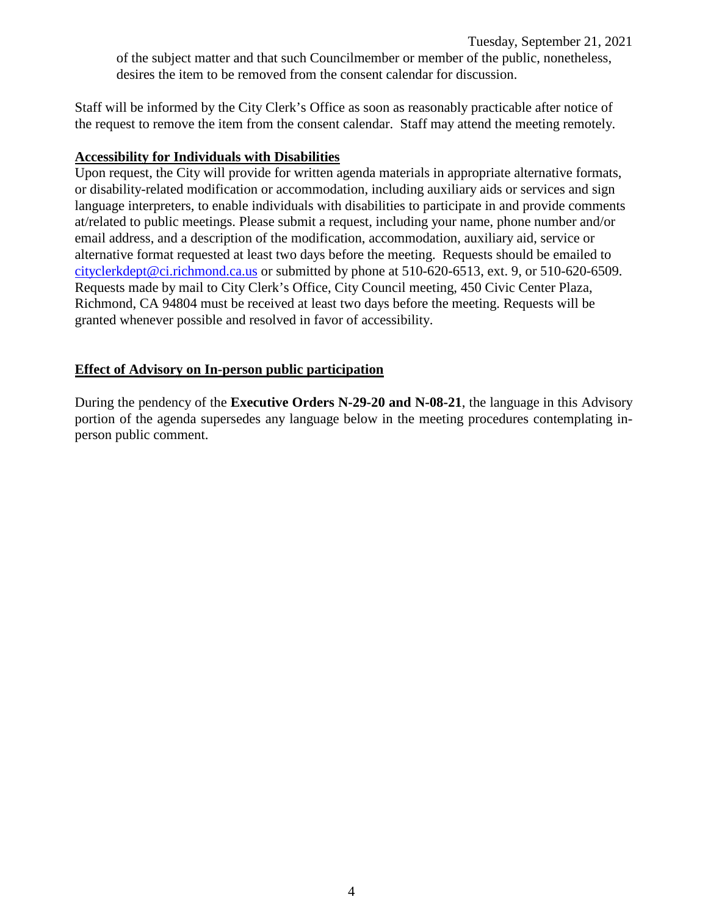of the subject matter and that such Councilmember or member of the public, nonetheless, desires the item to be removed from the consent calendar for discussion.

Staff will be informed by the City Clerk's Office as soon as reasonably practicable after notice of the request to remove the item from the consent calendar. Staff may attend the meeting remotely.

**Accessibility for Individuals with Disabilities**

Upon request, the City will provide for written agenda materials in appropriate alternative formats, or disability-related modification or accommodation, including auxiliary aids or services and sign language interpreters, to enable individuals with disabilities to participate in and provide comments at/related to public meetings. Please submit a request, including your name, phone number and/or email address, and a description of the modification, accommodation, auxiliary aid, service or alternative format requested at least two days before the meeting. Requests should be emailed to cityclerkdept@ci.richmond.ca.us or submitted by phone at 510-620-6513, ext. 9, or 510-620-6509. Requests made by mail to City Clerk's Office, City Council meeting, 450 Civic Center Plaza, Richmond, CA 94804 must be received at least two days before the meeting. Requests will be granted whenever possible and resolved in favor of accessibility.

**Effect of Advisory on In-person public participation**

During the pendency of the **Executive Orders N-29-20 and N-08-21**, the language in this Advisory portion of the agenda supersedes any language below in the meeting procedures contemplating in-person public comment.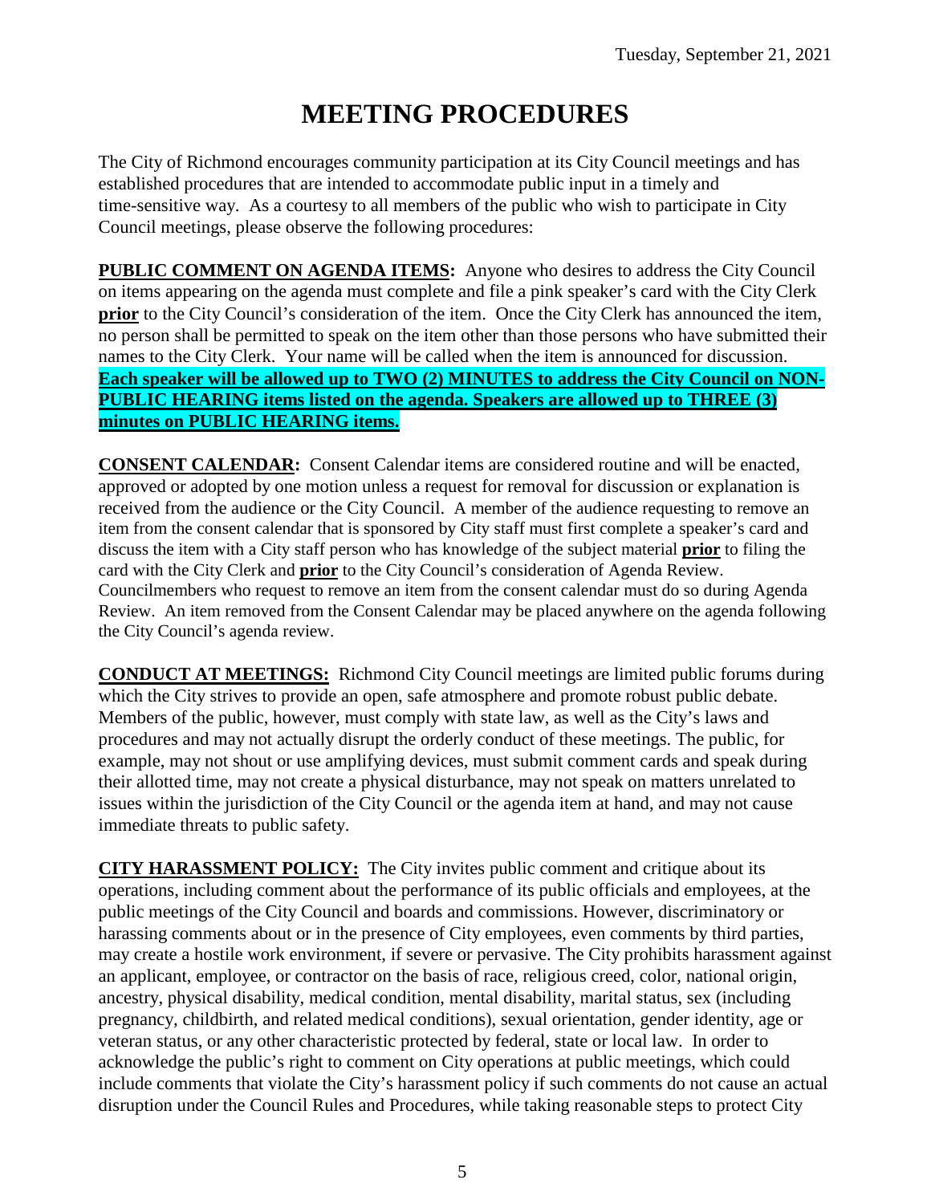# MEETING PROCEDURES

The City of Richmond encourages community participation at its City Council meetings and has established procedures that are intended to accommodate public input in a timely and time-sensitive way. As a courtesy to all members of the public who wish to participate in City Council meetings, please observe the following procedures:

**PUBLIC COMMENT ON AGENDA ITEMS:** Anyone who desires to address the City Council on items appearing on the agenda must complete and file a pink speaker's card with the City Clerk **prior** to the City Council's consideration of the item. Once the City Clerk has announced the item, no person shall be permitted to speak on the item other than those persons who have submitted their names to the City Clerk. Your name will be called when the item is announced for discussion. **Each speaker will be allowed up to TWO (2) MINUTES to address the City Council on NON-PUBLIC HEARING items listed on the agenda. Speakers are allowed up to THREE (3) minutes on PUBLIC HEARING items.**

**CONSENT CALENDAR:** Consent Calendar items are considered routine and will be enacted, approved or adopted by one motion unless a request for removal for discussion or explanation is received from the audience or the City Council. A member of the audience requesting to remove an item from the consent calendar that is sponsored by City staff must first complete a speaker's card and discuss the item with a City staff person who has knowledge of the subject material **prior** to filing the card with the City Clerk and **prior** to the City Council's consideration of Agenda Review. Councilmembers who request to remove an item from the consent calendar must do so during Agenda Review. An item removed from the Consent Calendar may be placed anywhere on the agenda following the City Council's agenda review.

**CONDUCT AT MEETINGS:** Richmond City Council meetings are limited public forums during which the City strives to provide an open, safe atmosphere and promote robust public debate. Members of the public, however, must comply with state law, as well as the City's laws and procedures and may not actually disrupt the orderly conduct of these meetings. The public, for example, may not shout or use amplifying devices, must submit comment cards and speak during their allotted time, may not create a physical disturbance, may not speak on matters unrelated to issues within the jurisdiction of the City Council or the agenda item at hand, and may not cause immediate threats to public safety.

**CITY HARASSMENT POLICY:** The City invites public comment and critique about its operations, including comment about the performance of its public officials and employees, at the public meetings of the City Council and boards and commissions. However, discriminatory or harassing comments about or in the presence of City employees, even comments by third parties, may create a hostile work environment, if severe or pervasive. The City prohibits harassment against an applicant, employee, or contractor on the basis of race, religious creed, color, national origin, ancestry, physical disability, medical condition, mental disability, marital status, sex (including pregnancy, childbirth, and related medical conditions), sexual orientation, gender identity, age or veteran status, or any other characteristic protected by federal, state or local law. In order to acknowledge the public's right to comment on City operations at public meetings, which could include comments that violate the City's harassment policy if such comments do not cause an actual disruption under the Council Rules and Procedures, while taking reasonable steps to protect City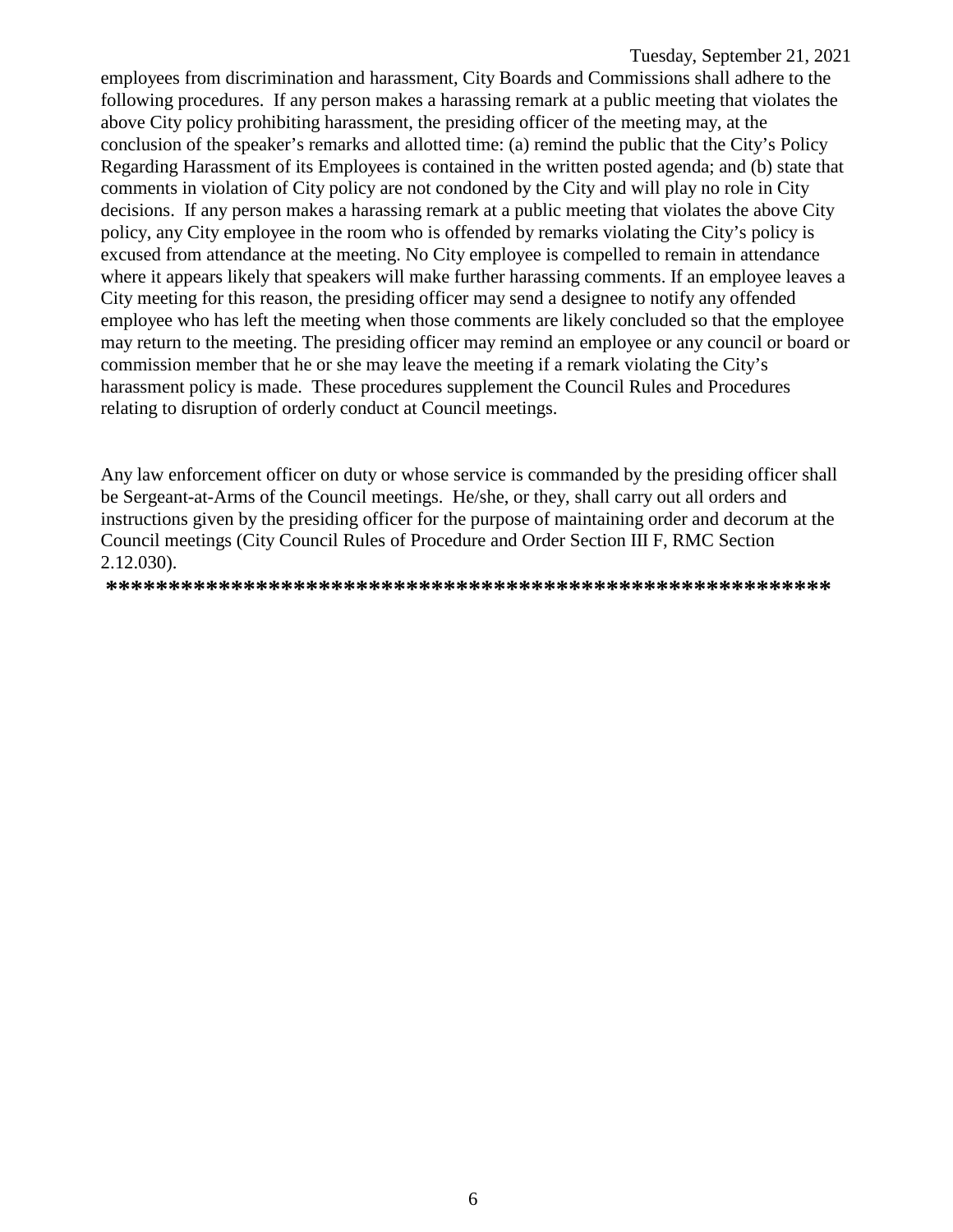employees from discrimination and harassment, City Boards and Commissions shall adhere to the following procedures. If any person makes a harassing remark at a public meeting that violates the above City policy prohibiting harassment, the presiding officer of the meeting may, at the conclusion of the speaker's remarks and allotted time: (a) remind the public that the City's Policy Regarding Harassment of its Employees is contained in the written posted agenda; and (b) state that comments in violation of City policy are not condoned by the City and will play no role in City decisions. If any person makes a harassing remark at a public meeting that violates the above City policy, any City employee in the room who is offended by remarks violating the City's policy is excused from attendance at the meeting. No City employee is compelled to remain in attendance where it appears likely that speakers will make further harassing comments. If an employee leaves a City meeting for this reason, the presiding officer may send a designee to notify any offended employee who has left the meeting when those comments are likely concluded so that the employee may return to the meeting. The presiding officer may remind an employee or any council or board or commission member that he or she may leave the meeting if a remark violating the City's harassment policy is made. These procedures supplement the Council Rules and Procedures relating to disruption of orderly conduct at Council meetings.

Any law enforcement officer on duty or whose service is commanded by the presiding officer shall be Sergeant-at-Arms of the Council meetings. He/she, or they, shall carry out all orders and instructions given by the presiding officer for the purpose of maintaining order and decorum at the Council meetings (City Council Rules of Procedure and Order Section III F, RMC Section 2.12.030).

**********************************************************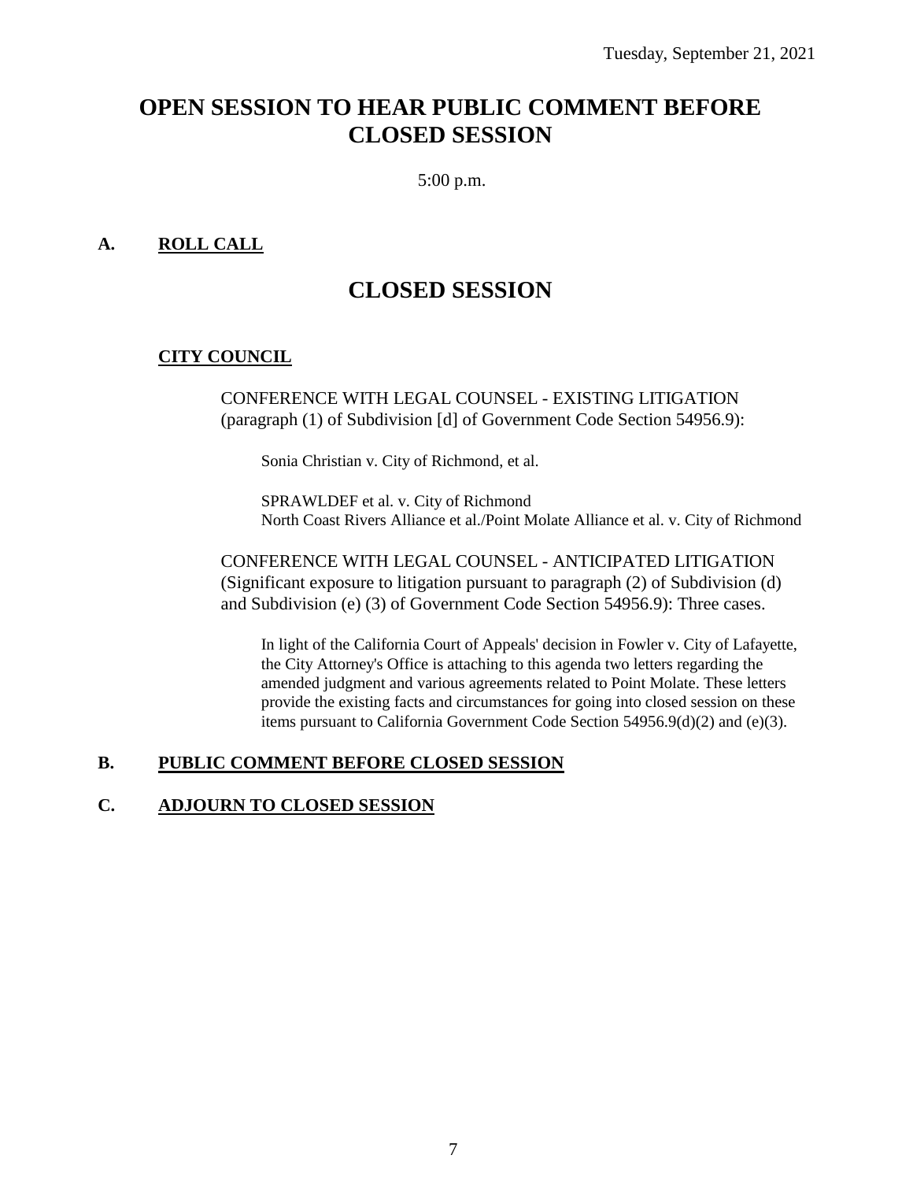# OPEN SESSION TO HEAR PUBLIC COMMENT BEFORE CLOSED SESSION

5:00 p.m.

### A. ROLL CALL

# CLOSED SESSION

### CITY COUNCIL

CONFERENCE WITH LEGAL COUNSEL - EXISTING LITIGATION (paragraph (1) of Subdivision [d] of Government Code Section 54956.9):

Sonia Christian v. City of Richmond, et al.

SPRAWLDEF et al. v. City of Richmond
North Coast Rivers Alliance et al./Point Molate Alliance et al. v. City of Richmond

CONFERENCE WITH LEGAL COUNSEL - ANTICIPATED LITIGATION (Significant exposure to litigation pursuant to paragraph (2) of Subdivision (d) and Subdivision (e) (3) of Government Code Section 54956.9): Three cases.

In light of the California Court of Appeals' decision in Fowler v. City of Lafayette, the City Attorney's Office is attaching to this agenda two letters regarding the amended judgment and various agreements related to Point Molate. These letters provide the existing facts and circumstances for going into closed session on these items pursuant to California Government Code Section 54956.9(d)(2) and (e)(3).

### B. PUBLIC COMMENT BEFORE CLOSED SESSION

### C. ADJOURN TO CLOSED SESSION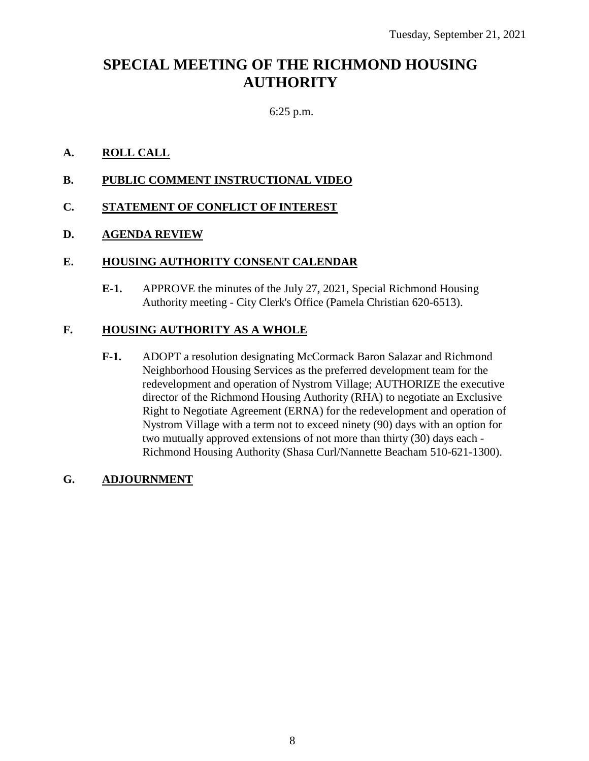Tuesday, September 21, 2021

# SPECIAL MEETING OF THE RICHMOND HOUSING AUTHORITY

6:25 p.m.

**A. ROLL CALL**

**B. PUBLIC COMMENT INSTRUCTIONAL VIDEO**

**C. STATEMENT OF CONFLICT OF INTEREST**

**D. AGENDA REVIEW**

**E. HOUSING AUTHORITY CONSENT CALENDAR**

**E-1.** APPROVE the minutes of the July 27, 2021, Special Richmond Housing Authority meeting - City Clerk's Office (Pamela Christian 620-6513).

**F. HOUSING AUTHORITY AS A WHOLE**

**F-1.** ADOPT a resolution designating McCormack Baron Salazar and Richmond Neighborhood Housing Services as the preferred development team for the redevelopment and operation of Nystrom Village; AUTHORIZE the executive director of the Richmond Housing Authority (RHA) to negotiate an Exclusive Right to Negotiate Agreement (ERNA) for the redevelopment and operation of Nystrom Village with a term not to exceed ninety (90) days with an option for two mutually approved extensions of not more than thirty (30) days each - Richmond Housing Authority (Shasa Curl/Nannette Beacham 510-621-1300).

**G. ADJOURNMENT**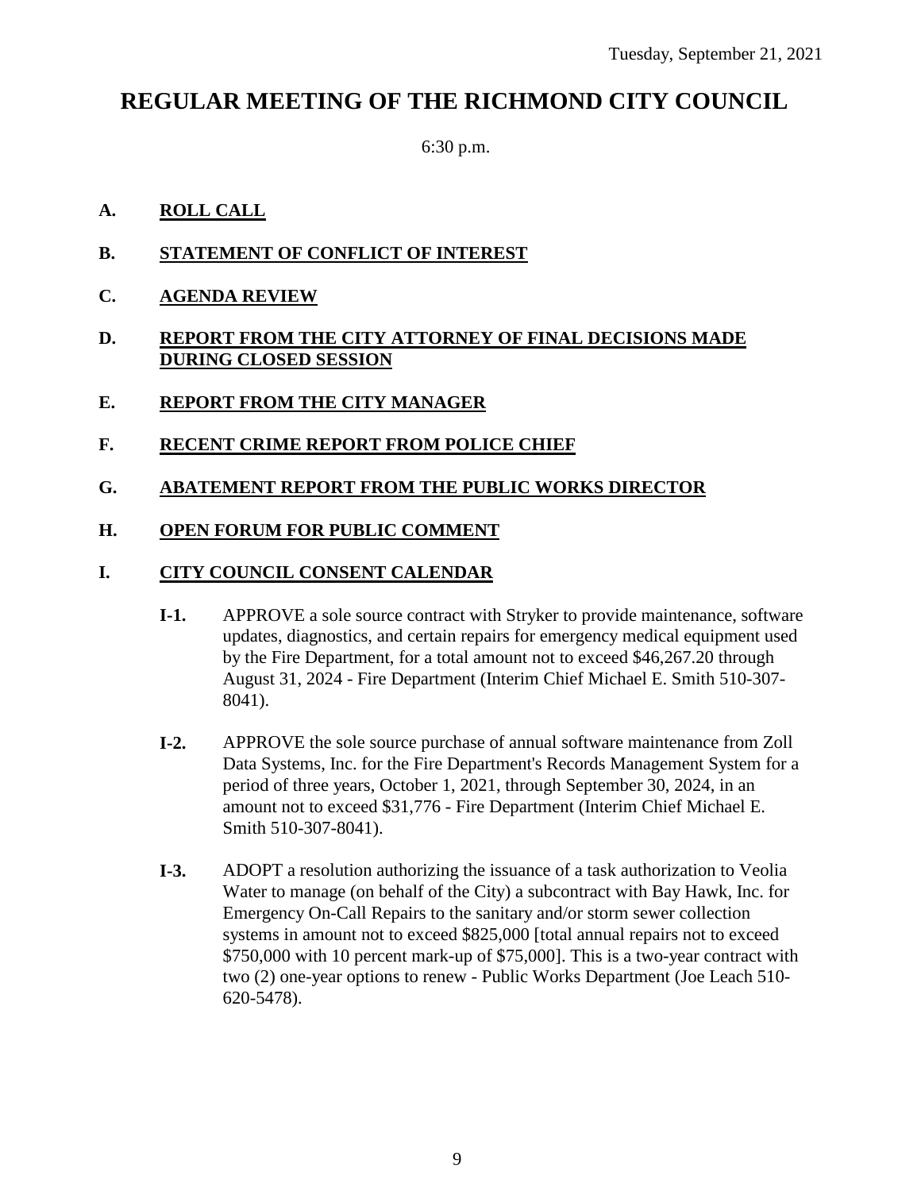Tuesday, September 21, 2021

# REGULAR MEETING OF THE RICHMOND CITY COUNCIL

6:30 p.m.

**A. ROLL CALL**

**B. STATEMENT OF CONFLICT OF INTEREST**

**C. AGENDA REVIEW**

**D. REPORT FROM THE CITY ATTORNEY OF FINAL DECISIONS MADE DURING CLOSED SESSION**

**E. REPORT FROM THE CITY MANAGER**

**F. RECENT CRIME REPORT FROM POLICE CHIEF**

**G. ABATEMENT REPORT FROM THE PUBLIC WORKS DIRECTOR**

**H. OPEN FORUM FOR PUBLIC COMMENT**

**I. CITY COUNCIL CONSENT CALENDAR**

**I-1.** APPROVE a sole source contract with Stryker to provide maintenance, software updates, diagnostics, and certain repairs for emergency medical equipment used by the Fire Department, for a total amount not to exceed $46,267.20 through August 31, 2024 - Fire Department (Interim Chief Michael E. Smith 510-307-8041).

**I-2.** APPROVE the sole source purchase of annual software maintenance from Zoll Data Systems, Inc. for the Fire Department's Records Management System for a period of three years, October 1, 2021, through September 30, 2024, in an amount not to exceed $31,776 - Fire Department (Interim Chief Michael E. Smith 510-307-8041).

**I-3.** ADOPT a resolution authorizing the issuance of a task authorization to Veolia Water to manage (on behalf of the City) a subcontract with Bay Hawk, Inc. for Emergency On-Call Repairs to the sanitary and/or storm sewer collection systems in amount not to exceed $825,000 [total annual repairs not to exceed $750,000 with 10 percent mark-up of $75,000]. This is a two-year contract with two (2) one-year options to renew - Public Works Department (Joe Leach 510-620-5478).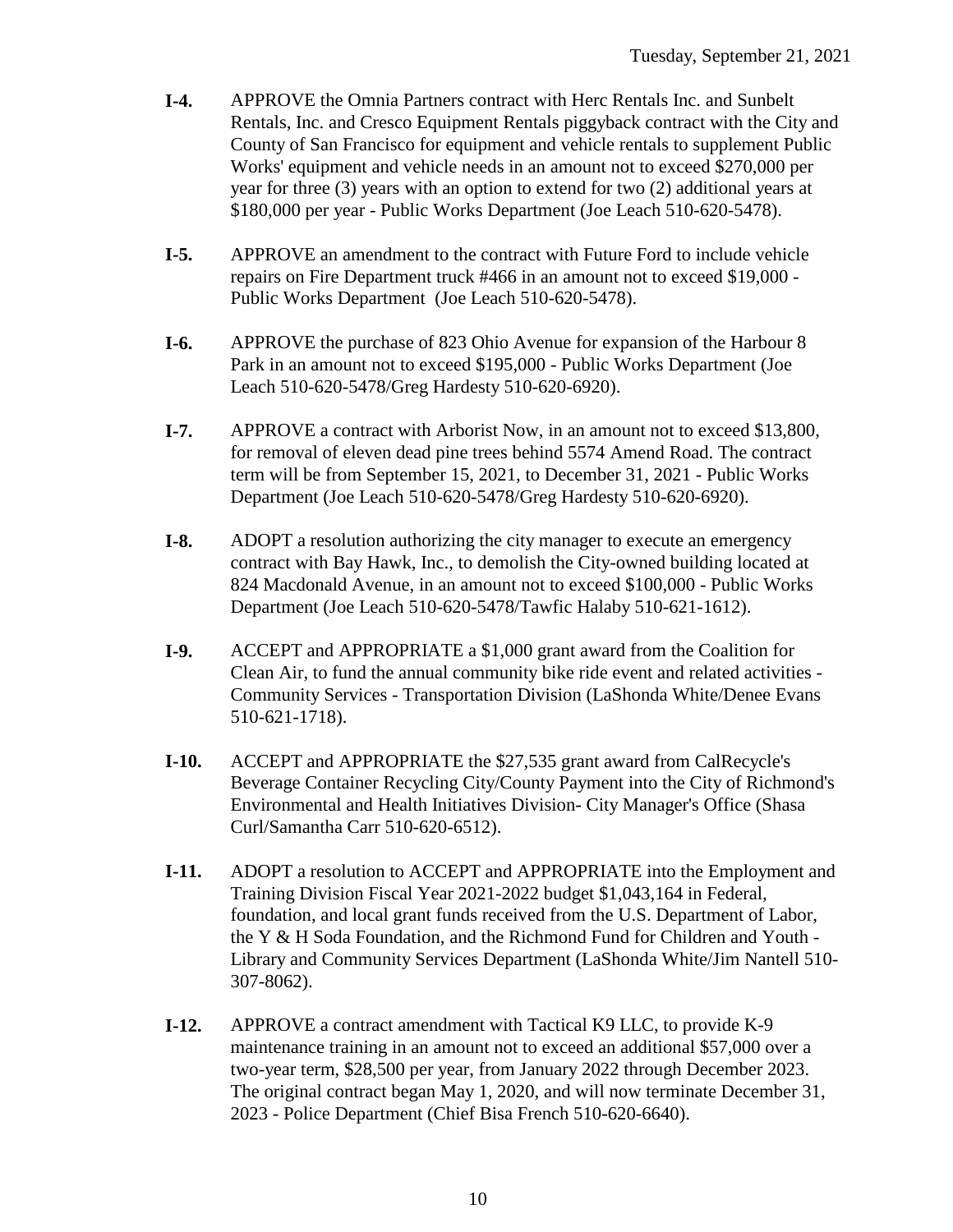- **I-4.** APPROVE the Omnia Partners contract with Herc Rentals Inc. and Sunbelt Rentals, Inc. and Cresco Equipment Rentals piggyback contract with the City and County of San Francisco for equipment and vehicle rentals to supplement Public Works' equipment and vehicle needs in an amount not to exceed $270,000 per year for three (3) years with an option to extend for two (2) additional years at $180,000 per year - Public Works Department (Joe Leach 510-620-5478).

- **I-5.** APPROVE an amendment to the contract with Future Ford to include vehicle repairs on Fire Department truck #466 in an amount not to exceed $19,000 - Public Works Department (Joe Leach 510-620-5478).

- **I-6.** APPROVE the purchase of 823 Ohio Avenue for expansion of the Harbour 8 Park in an amount not to exceed $195,000 - Public Works Department (Joe Leach 510-620-5478/Greg Hardesty 510-620-6920).

- **I-7.** APPROVE a contract with Arborist Now, in an amount not to exceed $13,800, for removal of eleven dead pine trees behind 5574 Amend Road. The contract term will be from September 15, 2021, to December 31, 2021 - Public Works Department (Joe Leach 510-620-5478/Greg Hardesty 510-620-6920).

- **I-8.** ADOPT a resolution authorizing the city manager to execute an emergency contract with Bay Hawk, Inc., to demolish the City-owned building located at 824 Macdonald Avenue, in an amount not to exceed $100,000 - Public Works Department (Joe Leach 510-620-5478/Tawfic Halaby 510-621-1612).

- **I-9.** ACCEPT and APPROPRIATE a $1,000 grant award from the Coalition for Clean Air, to fund the annual community bike ride event and related activities - Community Services - Transportation Division (LaShonda White/Denee Evans 510-621-1718).

- **I-10.** ACCEPT and APPROPRIATE the $27,535 grant award from CalRecycle's Beverage Container Recycling City/County Payment into the City of Richmond's Environmental and Health Initiatives Division- City Manager's Office (Shasa Curl/Samantha Carr 510-620-6512).

- **I-11.** ADOPT a resolution to ACCEPT and APPROPRIATE into the Employment and Training Division Fiscal Year 2021-2022 budget $1,043,164 in Federal, foundation, and local grant funds received from the U.S. Department of Labor, the Y & H Soda Foundation, and the Richmond Fund for Children and Youth - Library and Community Services Department (LaShonda White/Jim Nantell 510-307-8062).

- **I-12.** APPROVE a contract amendment with Tactical K9 LLC, to provide K-9 maintenance training in an amount not to exceed an additional $57,000 over a two-year term, $28,500 per year, from January 2022 through December 2023. The original contract began May 1, 2020, and will now terminate December 31, 2023 - Police Department (Chief Bisa French 510-620-6640).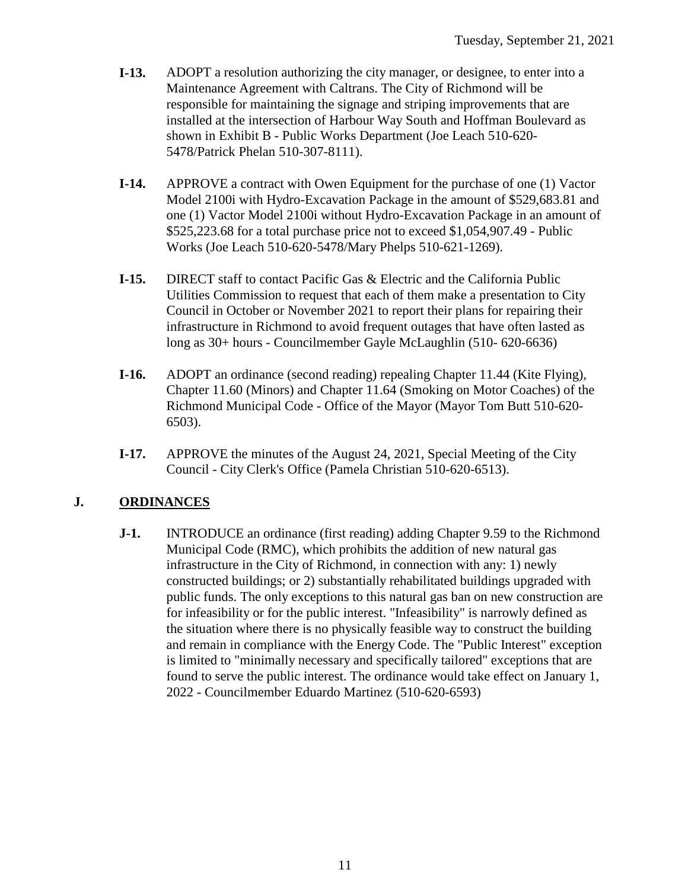**I-13.** ADOPT a resolution authorizing the city manager, or designee, to enter into a Maintenance Agreement with Caltrans. The City of Richmond will be responsible for maintaining the signage and striping improvements that are installed at the intersection of Harbour Way South and Hoffman Boulevard as shown in Exhibit B - Public Works Department (Joe Leach 510-620-5478/Patrick Phelan 510-307-8111).

**I-14.** APPROVE a contract with Owen Equipment for the purchase of one (1) Vactor Model 2100i with Hydro-Excavation Package in the amount of $529,683.81 and one (1) Vactor Model 2100i without Hydro-Excavation Package in an amount of $525,223.68 for a total purchase price not to exceed $1,054,907.49 - Public Works (Joe Leach 510-620-5478/Mary Phelps 510-621-1269).

**I-15.** DIRECT staff to contact Pacific Gas & Electric and the California Public Utilities Commission to request that each of them make a presentation to City Council in October or November 2021 to report their plans for repairing their infrastructure in Richmond to avoid frequent outages that have often lasted as long as 30+ hours - Councilmember Gayle McLaughlin (510- 620-6636)

**I-16.** ADOPT an ordinance (second reading) repealing Chapter 11.44 (Kite Flying), Chapter 11.60 (Minors) and Chapter 11.64 (Smoking on Motor Coaches) of the Richmond Municipal Code - Office of the Mayor (Mayor Tom Butt 510-620-6503).

**I-17.** APPROVE the minutes of the August 24, 2021, Special Meeting of the City Council - City Clerk's Office (Pamela Christian 510-620-6513).

## J. ORDINANCES

**J-1.** INTRODUCE an ordinance (first reading) adding Chapter 9.59 to the Richmond Municipal Code (RMC), which prohibits the addition of new natural gas infrastructure in the City of Richmond, in connection with any: 1) newly constructed buildings; or 2) substantially rehabilitated buildings upgraded with public funds. The only exceptions to this natural gas ban on new construction are for infeasibility or for the public interest. "Infeasibility" is narrowly defined as the situation where there is no physically feasible way to construct the building and remain in compliance with the Energy Code. The "Public Interest" exception is limited to "minimally necessary and specifically tailored" exceptions that are found to serve the public interest. The ordinance would take effect on January 1, 2022 - Councilmember Eduardo Martinez (510-620-6593)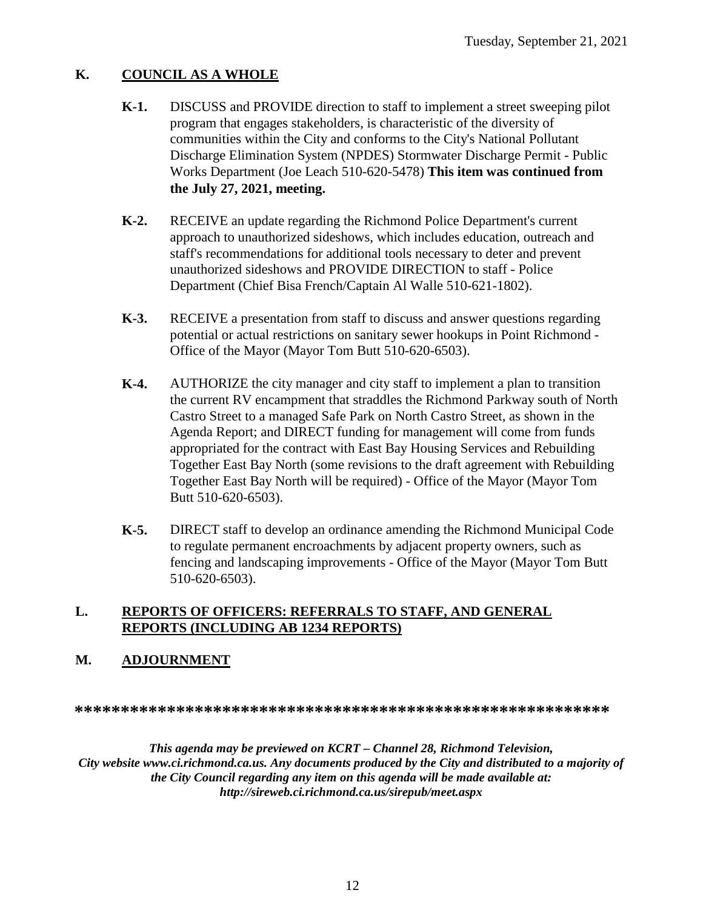## K. COUNCIL AS A WHOLE

**K-1.** DISCUSS and PROVIDE direction to staff to implement a street sweeping pilot program that engages stakeholders, is characteristic of the diversity of communities within the City and conforms to the City's National Pollutant Discharge Elimination System (NPDES) Stormwater Discharge Permit - Public Works Department (Joe Leach 510-620-5478) **This item was continued from the July 27, 2021, meeting.**

**K-2.** RECEIVE an update regarding the Richmond Police Department's current approach to unauthorized sideshows, which includes education, outreach and staff's recommendations for additional tools necessary to deter and prevent unauthorized sideshows and PROVIDE DIRECTION to staff - Police Department (Chief Bisa French/Captain Al Walle 510-621-1802).

**K-3.** RECEIVE a presentation from staff to discuss and answer questions regarding potential or actual restrictions on sanitary sewer hookups in Point Richmond - Office of the Mayor (Mayor Tom Butt 510-620-6503).

**K-4.** AUTHORIZE the city manager and city staff to implement a plan to transition the current RV encampment that straddles the Richmond Parkway south of North Castro Street to a managed Safe Park on North Castro Street, as shown in the Agenda Report; and DIRECT funding for management will come from funds appropriated for the contract with East Bay Housing Services and Rebuilding Together East Bay North (some revisions to the draft agreement with Rebuilding Together East Bay North will be required) - Office of the Mayor (Mayor Tom Butt 510-620-6503).

**K-5.** DIRECT staff to develop an ordinance amending the Richmond Municipal Code to regulate permanent encroachments by adjacent property owners, such as fencing and landscaping improvements - Office of the Mayor (Mayor Tom Butt 510-620-6503).

## L. REPORTS OF OFFICERS: REFERRALS TO STAFF, AND GENERAL REPORTS (INCLUDING AB 1234 REPORTS)

## M. ADJOURNMENT

**************************************************************

***This agenda may be previewed on KCRT – Channel 28, Richmond Television, City website www.ci.richmond.ca.us. Any documents produced by the City and distributed to a majority of the City Council regarding any item on this agenda will be made available at: http://sireweb.ci.richmond.ca.us/sirepub/meet.aspx***